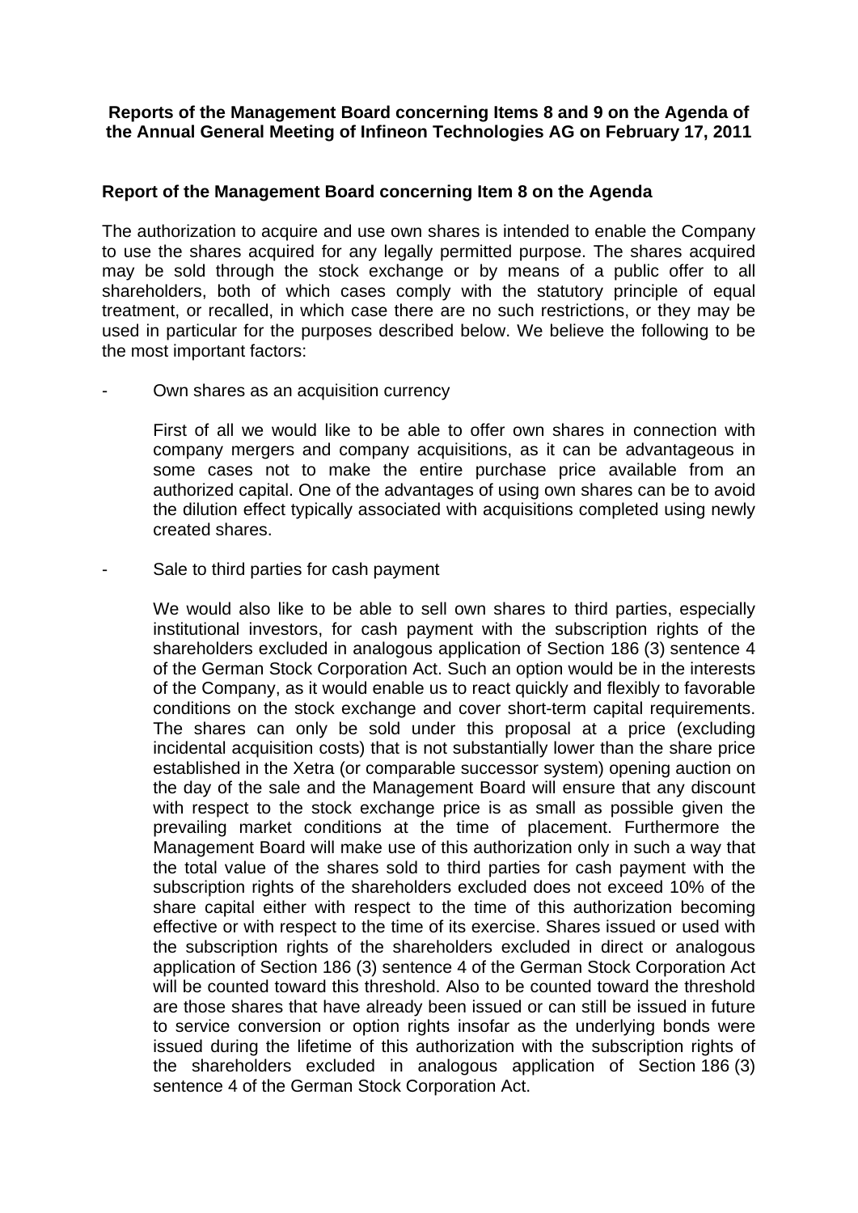**Reports of the Management Board concerning Items 8 and 9 on the Agenda of the Annual General Meeting of Infineon Technologies AG on February 17, 2011**

**Report of the Management Board concerning Item 8 on the Agenda**

The authorization to acquire and use own shares is intended to enable the Company to use the shares acquired for any legally permitted purpose. The shares acquired may be sold through the stock exchange or by means of a public offer to all shareholders, both of which cases comply with the statutory principle of equal treatment, or recalled, in which case there are no such restrictions, or they may be used in particular for the purposes described below. We believe the following to be the most important factors:

- Own shares as an acquisition currency

  First of all we would like to be able to offer own shares in connection with company mergers and company acquisitions, as it can be advantageous in some cases not to make the entire purchase price available from an authorized capital. One of the advantages of using own shares can be to avoid the dilution effect typically associated with acquisitions completed using newly created shares.

- Sale to third parties for cash payment

  We would also like to be able to sell own shares to third parties, especially institutional investors, for cash payment with the subscription rights of the shareholders excluded in analogous application of Section 186 (3) sentence 4 of the German Stock Corporation Act. Such an option would be in the interests of the Company, as it would enable us to react quickly and flexibly to favorable conditions on the stock exchange and cover short-term capital requirements. The shares can only be sold under this proposal at a price (excluding incidental acquisition costs) that is not substantially lower than the share price established in the Xetra (or comparable successor system) opening auction on the day of the sale and the Management Board will ensure that any discount with respect to the stock exchange price is as small as possible given the prevailing market conditions at the time of placement. Furthermore the Management Board will make use of this authorization only in such a way that the total value of the shares sold to third parties for cash payment with the subscription rights of the shareholders excluded does not exceed 10% of the share capital either with respect to the time of this authorization becoming effective or with respect to the time of its exercise. Shares issued or used with the subscription rights of the shareholders excluded in direct or analogous application of Section 186 (3) sentence 4 of the German Stock Corporation Act will be counted toward this threshold. Also to be counted toward the threshold are those shares that have already been issued or can still be issued in future to service conversion or option rights insofar as the underlying bonds were issued during the lifetime of this authorization with the subscription rights of the shareholders excluded in analogous application of Section 186 (3) sentence 4 of the German Stock Corporation Act.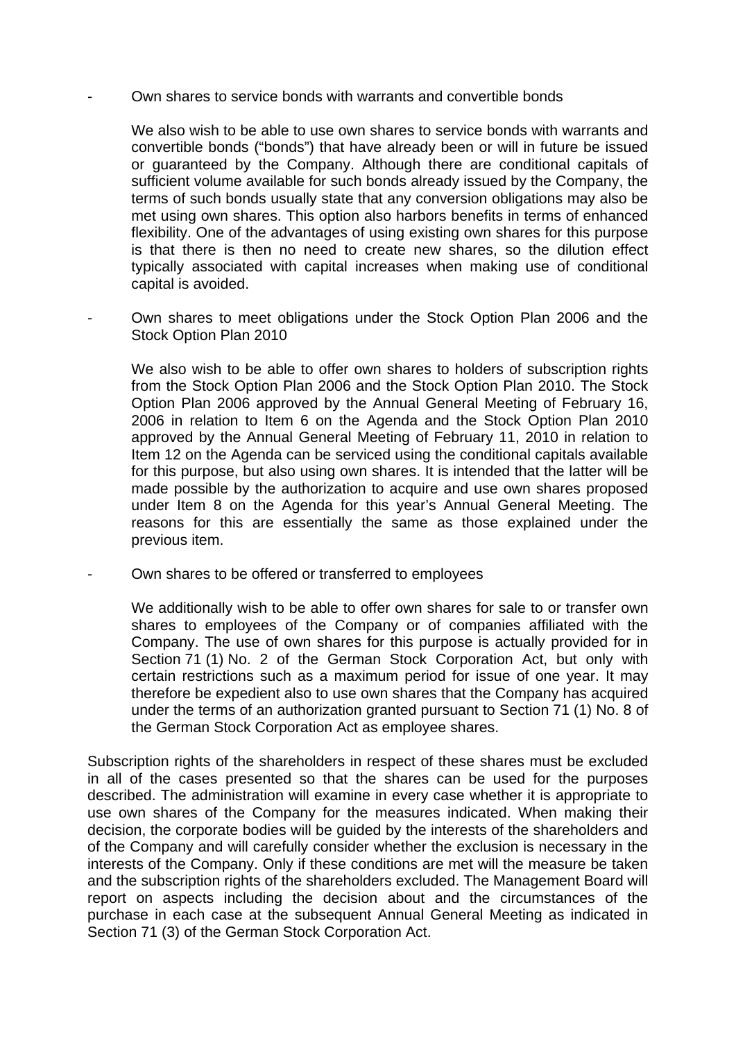- Own shares to service bonds with warrants and convertible bonds

  We also wish to be able to use own shares to service bonds with warrants and convertible bonds ("bonds") that have already been or will in future be issued or guaranteed by the Company. Although there are conditional capitals of sufficient volume available for such bonds already issued by the Company, the terms of such bonds usually state that any conversion obligations may also be met using own shares. This option also harbors benefits in terms of enhanced flexibility. One of the advantages of using existing own shares for this purpose is that there is then no need to create new shares, so the dilution effect typically associated with capital increases when making use of conditional capital is avoided.

- Own shares to meet obligations under the Stock Option Plan 2006 and the Stock Option Plan 2010

  We also wish to be able to offer own shares to holders of subscription rights from the Stock Option Plan 2006 and the Stock Option Plan 2010. The Stock Option Plan 2006 approved by the Annual General Meeting of February 16, 2006 in relation to Item 6 on the Agenda and the Stock Option Plan 2010 approved by the Annual General Meeting of February 11, 2010 in relation to Item 12 on the Agenda can be serviced using the conditional capitals available for this purpose, but also using own shares. It is intended that the latter will be made possible by the authorization to acquire and use own shares proposed under Item 8 on the Agenda for this year's Annual General Meeting. The reasons for this are essentially the same as those explained under the previous item.

- Own shares to be offered or transferred to employees

  We additionally wish to be able to offer own shares for sale to or transfer own shares to employees of the Company or of companies affiliated with the Company. The use of own shares for this purpose is actually provided for in Section 71 (1) No. 2 of the German Stock Corporation Act, but only with certain restrictions such as a maximum period for issue of one year. It may therefore be expedient also to use own shares that the Company has acquired under the terms of an authorization granted pursuant to Section 71 (1) No. 8 of the German Stock Corporation Act as employee shares.

Subscription rights of the shareholders in respect of these shares must be excluded in all of the cases presented so that the shares can be used for the purposes described. The administration will examine in every case whether it is appropriate to use own shares of the Company for the measures indicated. When making their decision, the corporate bodies will be guided by the interests of the shareholders and of the Company and will carefully consider whether the exclusion is necessary in the interests of the Company. Only if these conditions are met will the measure be taken and the subscription rights of the shareholders excluded. The Management Board will report on aspects including the decision about and the circumstances of the purchase in each case at the subsequent Annual General Meeting as indicated in Section 71 (3) of the German Stock Corporation Act.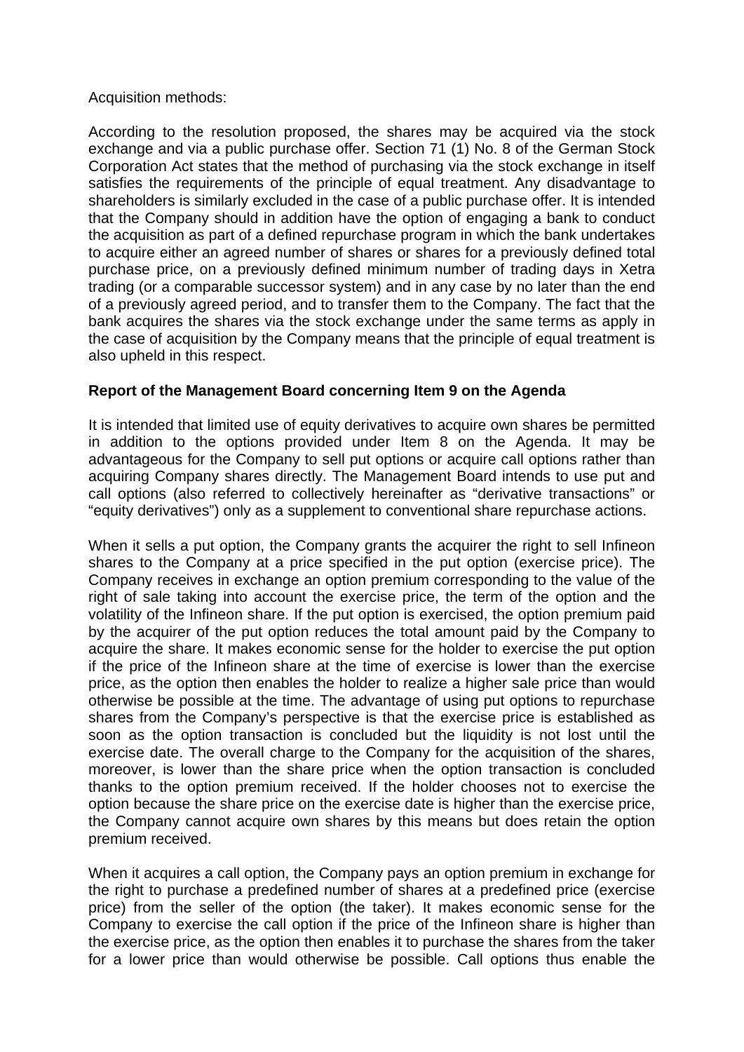Acquisition methods:

According to the resolution proposed, the shares may be acquired via the stock exchange and via a public purchase offer. Section 71 (1) No. 8 of the German Stock Corporation Act states that the method of purchasing via the stock exchange in itself satisfies the requirements of the principle of equal treatment. Any disadvantage to shareholders is similarly excluded in the case of a public purchase offer. It is intended that the Company should in addition have the option of engaging a bank to conduct the acquisition as part of a defined repurchase program in which the bank undertakes to acquire either an agreed number of shares or shares for a previously defined total purchase price, on a previously defined minimum number of trading days in Xetra trading (or a comparable successor system) and in any case by no later than the end of a previously agreed period, and to transfer them to the Company. The fact that the bank acquires the shares via the stock exchange under the same terms as apply in the case of acquisition by the Company means that the principle of equal treatment is also upheld in this respect.

**Report of the Management Board concerning Item 9 on the Agenda**

It is intended that limited use of equity derivatives to acquire own shares be permitted in addition to the options provided under Item 8 on the Agenda. It may be advantageous for the Company to sell put options or acquire call options rather than acquiring Company shares directly. The Management Board intends to use put and call options (also referred to collectively hereinafter as "derivative transactions" or "equity derivatives") only as a supplement to conventional share repurchase actions.

When it sells a put option, the Company grants the acquirer the right to sell Infineon shares to the Company at a price specified in the put option (exercise price). The Company receives in exchange an option premium corresponding to the value of the right of sale taking into account the exercise price, the term of the option and the volatility of the Infineon share. If the put option is exercised, the option premium paid by the acquirer of the put option reduces the total amount paid by the Company to acquire the share. It makes economic sense for the holder to exercise the put option if the price of the Infineon share at the time of exercise is lower than the exercise price, as the option then enables the holder to realize a higher sale price than would otherwise be possible at the time. The advantage of using put options to repurchase shares from the Company's perspective is that the exercise price is established as soon as the option transaction is concluded but the liquidity is not lost until the exercise date. The overall charge to the Company for the acquisition of the shares, moreover, is lower than the share price when the option transaction is concluded thanks to the option premium received. If the holder chooses not to exercise the option because the share price on the exercise date is higher than the exercise price, the Company cannot acquire own shares by this means but does retain the option premium received.

When it acquires a call option, the Company pays an option premium in exchange for the right to purchase a predefined number of shares at a predefined price (exercise price) from the seller of the option (the taker). It makes economic sense for the Company to exercise the call option if the price of the Infineon share is higher than the exercise price, as the option then enables it to purchase the shares from the taker for a lower price than would otherwise be possible. Call options thus enable the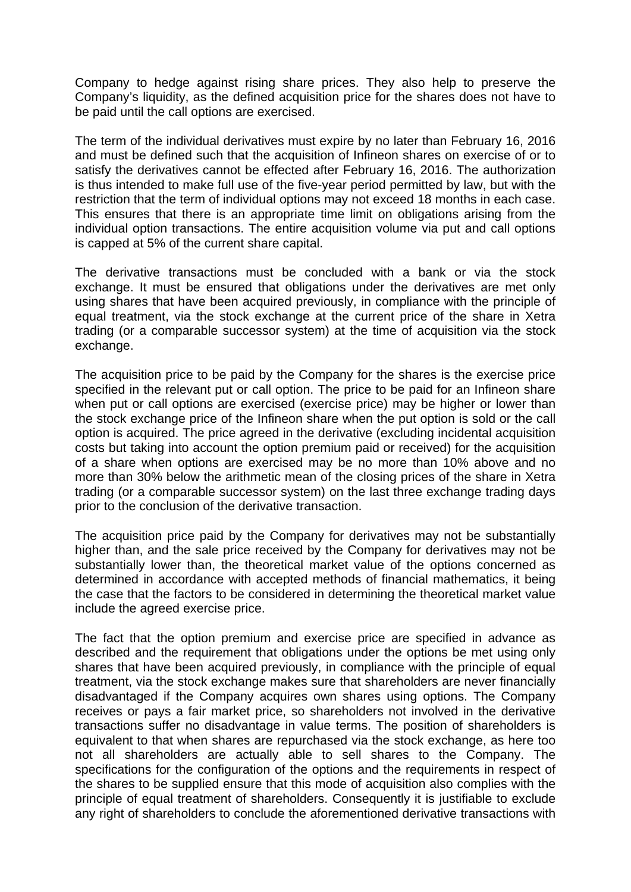Company to hedge against rising share prices. They also help to preserve the Company's liquidity, as the defined acquisition price for the shares does not have to be paid until the call options are exercised.

The term of the individual derivatives must expire by no later than February 16, 2016 and must be defined such that the acquisition of Infineon shares on exercise of or to satisfy the derivatives cannot be effected after February 16, 2016. The authorization is thus intended to make full use of the five-year period permitted by law, but with the restriction that the term of individual options may not exceed 18 months in each case. This ensures that there is an appropriate time limit on obligations arising from the individual option transactions. The entire acquisition volume via put and call options is capped at 5% of the current share capital.

The derivative transactions must be concluded with a bank or via the stock exchange. It must be ensured that obligations under the derivatives are met only using shares that have been acquired previously, in compliance with the principle of equal treatment, via the stock exchange at the current price of the share in Xetra trading (or a comparable successor system) at the time of acquisition via the stock exchange.

The acquisition price to be paid by the Company for the shares is the exercise price specified in the relevant put or call option. The price to be paid for an Infineon share when put or call options are exercised (exercise price) may be higher or lower than the stock exchange price of the Infineon share when the put option is sold or the call option is acquired. The price agreed in the derivative (excluding incidental acquisition costs but taking into account the option premium paid or received) for the acquisition of a share when options are exercised may be no more than 10% above and no more than 30% below the arithmetic mean of the closing prices of the share in Xetra trading (or a comparable successor system) on the last three exchange trading days prior to the conclusion of the derivative transaction.

The acquisition price paid by the Company for derivatives may not be substantially higher than, and the sale price received by the Company for derivatives may not be substantially lower than, the theoretical market value of the options concerned as determined in accordance with accepted methods of financial mathematics, it being the case that the factors to be considered in determining the theoretical market value include the agreed exercise price.

The fact that the option premium and exercise price are specified in advance as described and the requirement that obligations under the options be met using only shares that have been acquired previously, in compliance with the principle of equal treatment, via the stock exchange makes sure that shareholders are never financially disadvantaged if the Company acquires own shares using options. The Company receives or pays a fair market price, so shareholders not involved in the derivative transactions suffer no disadvantage in value terms. The position of shareholders is equivalent to that when shares are repurchased via the stock exchange, as here too not all shareholders are actually able to sell shares to the Company. The specifications for the configuration of the options and the requirements in respect of the shares to be supplied ensure that this mode of acquisition also complies with the principle of equal treatment of shareholders. Consequently it is justifiable to exclude any right of shareholders to conclude the aforementioned derivative transactions with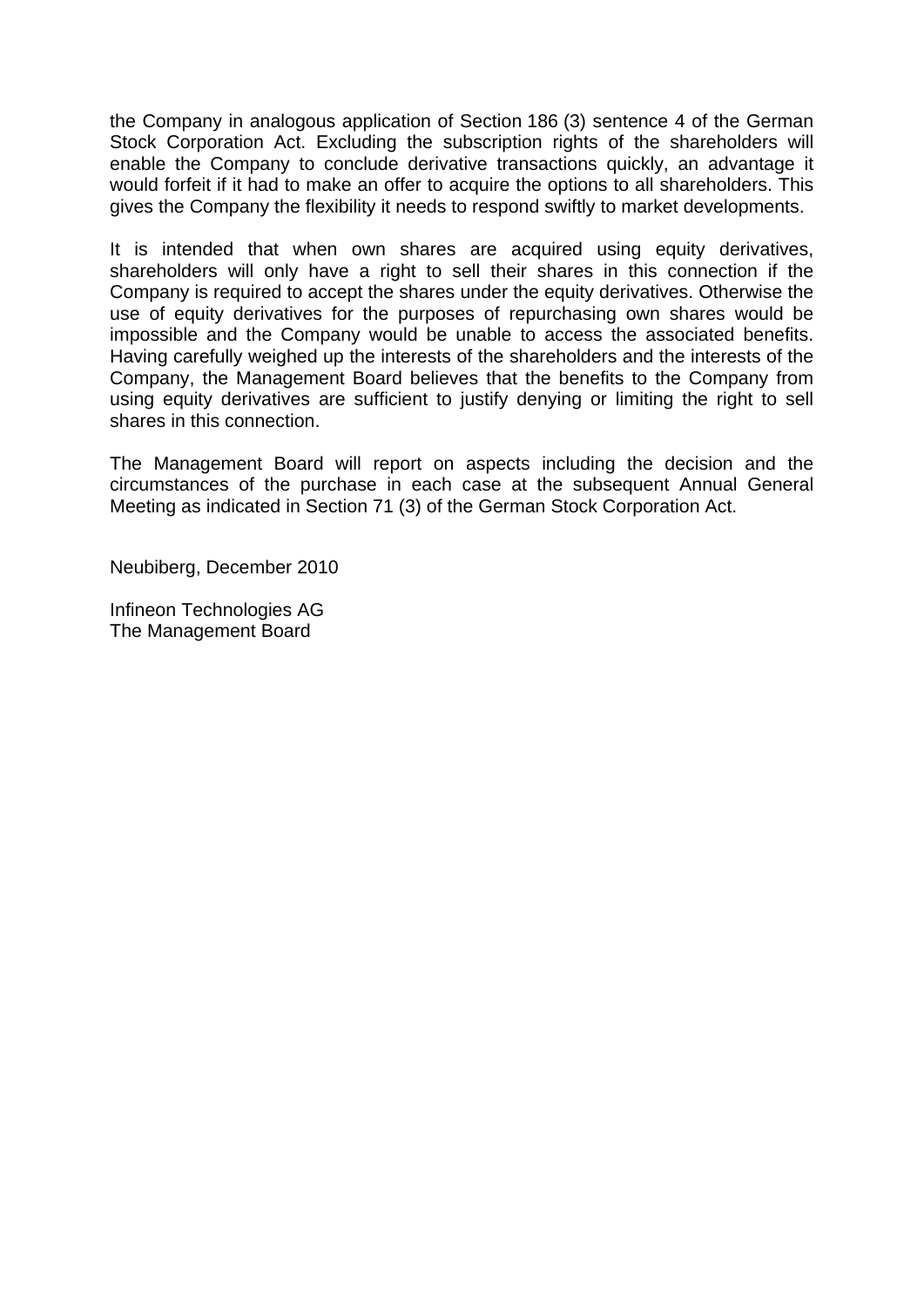the Company in analogous application of Section 186 (3) sentence 4 of the German Stock Corporation Act. Excluding the subscription rights of the shareholders will enable the Company to conclude derivative transactions quickly, an advantage it would forfeit if it had to make an offer to acquire the options to all shareholders. This gives the Company the flexibility it needs to respond swiftly to market developments.

It is intended that when own shares are acquired using equity derivatives, shareholders will only have a right to sell their shares in this connection if the Company is required to accept the shares under the equity derivatives. Otherwise the use of equity derivatives for the purposes of repurchasing own shares would be impossible and the Company would be unable to access the associated benefits. Having carefully weighed up the interests of the shareholders and the interests of the Company, the Management Board believes that the benefits to the Company from using equity derivatives are sufficient to justify denying or limiting the right to sell shares in this connection.

The Management Board will report on aspects including the decision and the circumstances of the purchase in each case at the subsequent Annual General Meeting as indicated in Section 71 (3) of the German Stock Corporation Act.

Neubiberg, December 2010

Infineon Technologies AG
The Management Board